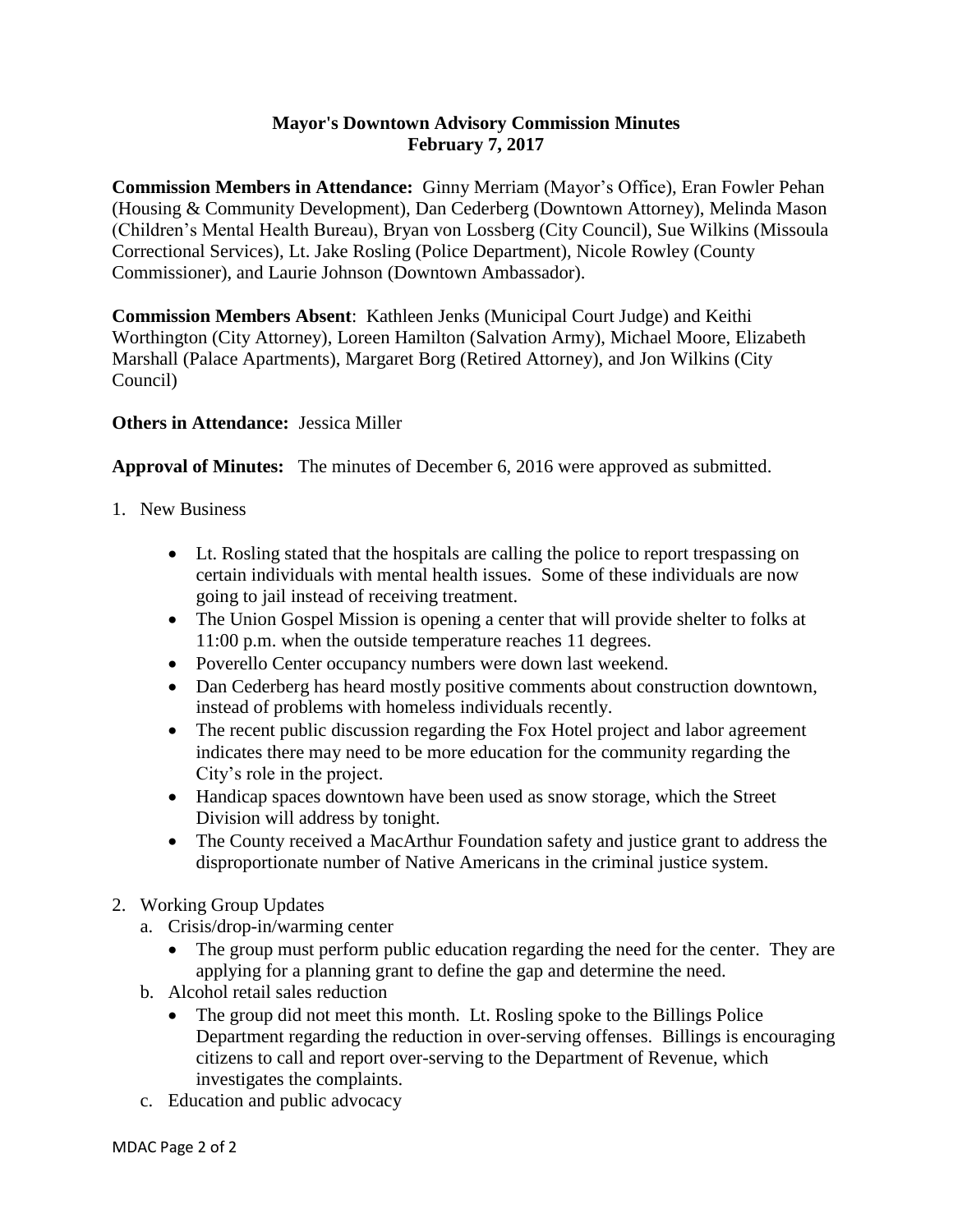**Mayor's Downtown Advisory Commission Minutes**
**February 7, 2017**

**Commission Members in Attendance:** Ginny Merriam (Mayor's Office), Eran Fowler Pehan (Housing & Community Development), Dan Cederberg (Downtown Attorney), Melinda Mason (Children's Mental Health Bureau), Bryan von Lossberg (City Council), Sue Wilkins (Missoula Correctional Services), Lt. Jake Rosling (Police Department), Nicole Rowley (County Commissioner), and Laurie Johnson (Downtown Ambassador).

**Commission Members Absent**: Kathleen Jenks (Municipal Court Judge) and Keithi Worthington (City Attorney), Loreen Hamilton (Salvation Army), Michael Moore, Elizabeth Marshall (Palace Apartments), Margaret Borg (Retired Attorney), and Jon Wilkins (City Council)

**Others in Attendance:** Jessica Miller

**Approval of Minutes:** The minutes of December 6, 2016 were approved as submitted.

1. New Business

   - Lt. Rosling stated that the hospitals are calling the police to report trespassing on certain individuals with mental health issues. Some of these individuals are now going to jail instead of receiving treatment.
   - The Union Gospel Mission is opening a center that will provide shelter to folks at 11:00 p.m. when the outside temperature reaches 11 degrees.
   - Poverello Center occupancy numbers were down last weekend.
   - Dan Cederberg has heard mostly positive comments about construction downtown, instead of problems with homeless individuals recently.
   - The recent public discussion regarding the Fox Hotel project and labor agreement indicates there may need to be more education for the community regarding the City's role in the project.
   - Handicap spaces downtown have been used as snow storage, which the Street Division will address by tonight.
   - The County received a MacArthur Foundation safety and justice grant to address the disproportionate number of Native Americans in the criminal justice system.

2. Working Group Updates
   a. Crisis/drop-in/warming center
      - The group must perform public education regarding the need for the center. They are applying for a planning grant to define the gap and determine the need.

   b. Alcohol retail sales reduction
      - The group did not meet this month. Lt. Rosling spoke to the Billings Police Department regarding the reduction in over-serving offenses. Billings is encouraging citizens to call and report over-serving to the Department of Revenue, which investigates the complaints.

   c. Education and public advocacy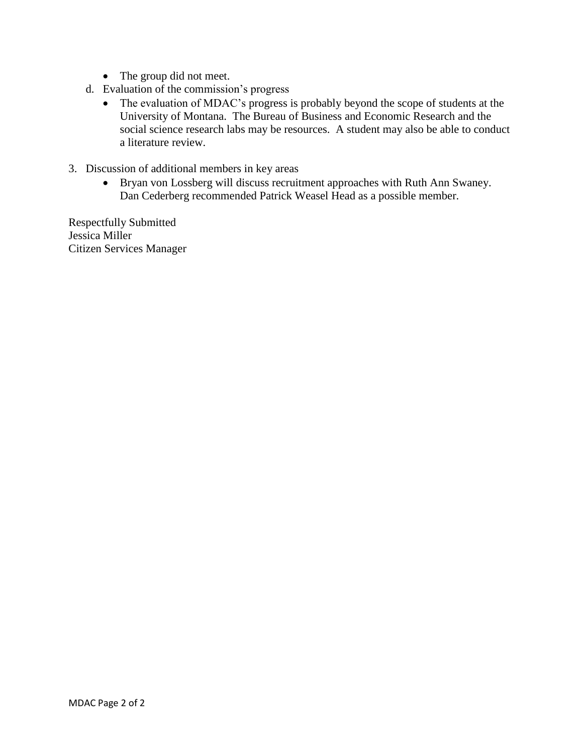- The group did not meet.

d. Evaluation of the commission's progress

   - The evaluation of MDAC's progress is probably beyond the scope of students at the University of Montana. The Bureau of Business and Economic Research and the social science research labs may be resources. A student may also be able to conduct a literature review.

3. Discussion of additional members in key areas

   - Bryan von Lossberg will discuss recruitment approaches with Ruth Ann Swaney. Dan Cederberg recommended Patrick Weasel Head as a possible member.

Respectfully Submitted  
Jessica Miller  
Citizen Services Manager